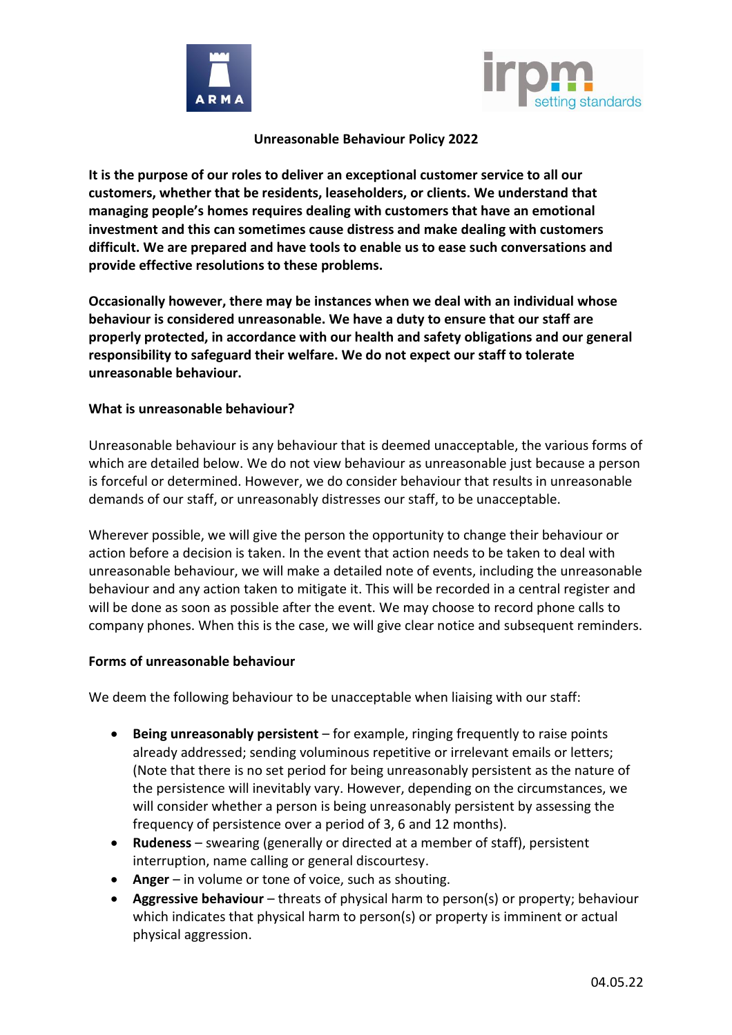# Unreasonable Behaviour Policy 2022

**It is the purpose of our roles to deliver an exceptional customer service to all our customers, whether that be residents, leaseholders, or clients. We understand that managing people's homes requires dealing with customers that have an emotional investment and this can sometimes cause distress and make dealing with customers difficult. We are prepared and have tools to enable us to ease such conversations and provide effective resolutions to these problems.**

**Occasionally however, there may be instances when we deal with an individual whose behaviour is considered unreasonable. We have a duty to ensure that our staff are properly protected, in accordance with our health and safety obligations and our general responsibility to safeguard their welfare. We do not expect our staff to tolerate unreasonable behaviour.**

**What is unreasonable behaviour?**

Unreasonable behaviour is any behaviour that is deemed unacceptable, the various forms of which are detailed below. We do not view behaviour as unreasonable just because a person is forceful or determined. However, we do consider behaviour that results in unreasonable demands of our staff, or unreasonably distresses our staff, to be unacceptable.

Wherever possible, we will give the person the opportunity to change their behaviour or action before a decision is taken. In the event that action needs to be taken to deal with unreasonable behaviour, we will make a detailed note of events, including the unreasonable behaviour and any action taken to mitigate it. This will be recorded in a central register and will be done as soon as possible after the event. We may choose to record phone calls to company phones. When this is the case, we will give clear notice and subsequent reminders.

**Forms of unreasonable behaviour**

We deem the following behaviour to be unacceptable when liaising with our staff:

- **Being unreasonably persistent** – for example, ringing frequently to raise points already addressed; sending voluminous repetitive or irrelevant emails or letters; (Note that there is no set period for being unreasonably persistent as the nature of the persistence will inevitably vary. However, depending on the circumstances, we will consider whether a person is being unreasonably persistent by assessing the frequency of persistence over a period of 3, 6 and 12 months).
- **Rudeness** – swearing (generally or directed at a member of staff), persistent interruption, name calling or general discourtesy.
- **Anger** – in volume or tone of voice, such as shouting.
- **Aggressive behaviour** – threats of physical harm to person(s) or property; behaviour which indicates that physical harm to person(s) or property is imminent or actual physical aggression.

04.05.22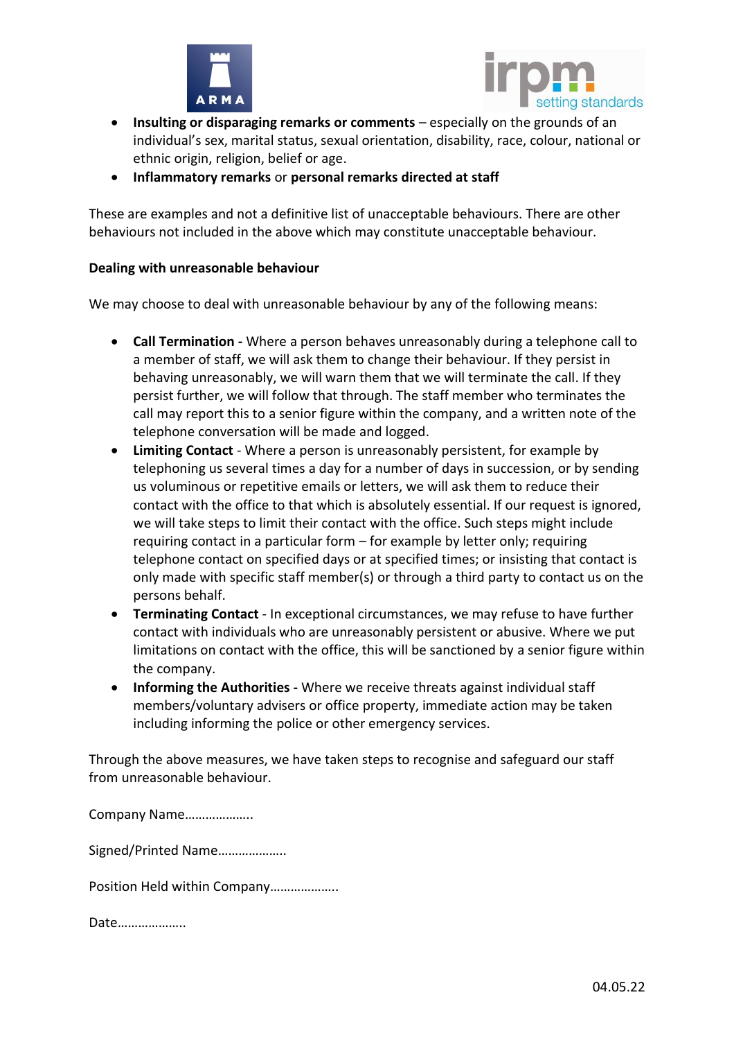- **Insulting or disparaging remarks or comments** – especially on the grounds of an individual's sex, marital status, sexual orientation, disability, race, colour, national or ethnic origin, religion, belief or age.
- **Inflammatory remarks** or **personal remarks directed at staff**

These are examples and not a definitive list of unacceptable behaviours. There are other behaviours not included in the above which may constitute unacceptable behaviour.

**Dealing with unreasonable behaviour**

We may choose to deal with unreasonable behaviour by any of the following means:

- **Call Termination -** Where a person behaves unreasonably during a telephone call to a member of staff, we will ask them to change their behaviour. If they persist in behaving unreasonably, we will warn them that we will terminate the call. If they persist further, we will follow that through. The staff member who terminates the call may report this to a senior figure within the company, and a written note of the telephone conversation will be made and logged.
- **Limiting Contact** - Where a person is unreasonably persistent, for example by telephoning us several times a day for a number of days in succession, or by sending us voluminous or repetitive emails or letters, we will ask them to reduce their contact with the office to that which is absolutely essential. If our request is ignored, we will take steps to limit their contact with the office. Such steps might include requiring contact in a particular form – for example by letter only; requiring telephone contact on specified days or at specified times; or insisting that contact is only made with specific staff member(s) or through a third party to contact us on the persons behalf.
- **Terminating Contact** - In exceptional circumstances, we may refuse to have further contact with individuals who are unreasonably persistent or abusive. Where we put limitations on contact with the office, this will be sanctioned by a senior figure within the company.
- **Informing the Authorities -** Where we receive threats against individual staff members/voluntary advisers or office property, immediate action may be taken including informing the police or other emergency services.

Through the above measures, we have taken steps to recognise and safeguard our staff from unreasonable behaviour.

Company Name………………..

Signed/Printed Name………………..

Position Held within Company………………..

Date………………..

04.05.22